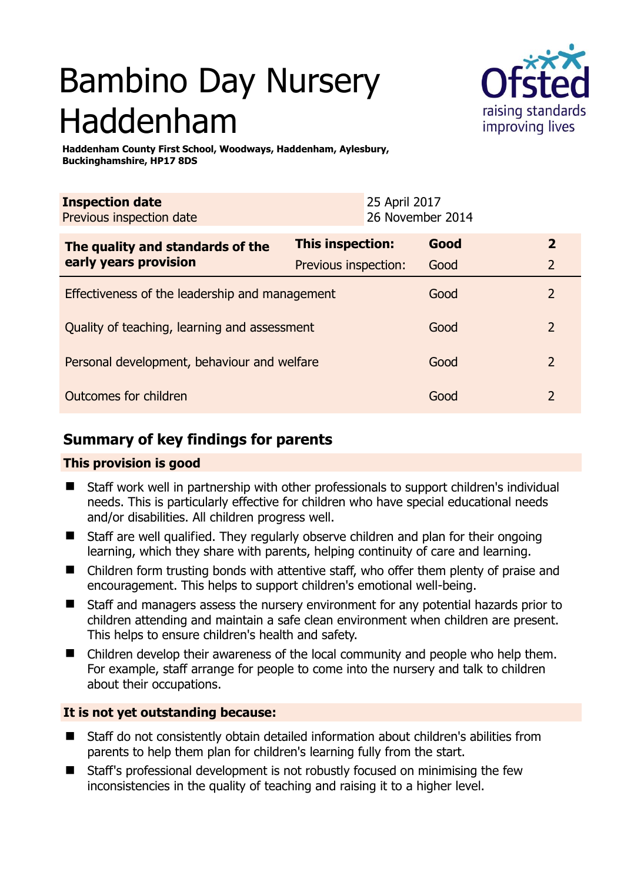# Bambino Day Nursery Haddenham

**Haddenham County First School, Woodways, Haddenham, Aylesbury, Buckinghamshire, HP17 8DS**

| **Inspection date** | 25 April 2017 |
|---|---|
| Previous inspection date | 26 November 2014 |

| **The quality and standards of the early years provision** | **This inspection:** | **Good** | **2** |
|---|---|---|---|
| | Previous inspection: | Good | 2 |
| Effectiveness of the leadership and management | | Good | 2 |
| Quality of teaching, learning and assessment | | Good | 2 |
| Personal development, behaviour and welfare | | Good | 2 |
| Outcomes for children | | Good | 2 |

## Summary of key findings for parents

### This provision is good

- Staff work well in partnership with other professionals to support children's individual needs. This is particularly effective for children who have special educational needs and/or disabilities. All children progress well.
- Staff are well qualified. They regularly observe children and plan for their ongoing learning, which they share with parents, helping continuity of care and learning.
- Children form trusting bonds with attentive staff, who offer them plenty of praise and encouragement. This helps to support children's emotional well-being.
- Staff and managers assess the nursery environment for any potential hazards prior to children attending and maintain a safe clean environment when children are present. This helps to ensure children's health and safety.
- Children develop their awareness of the local community and people who help them. For example, staff arrange for people to come into the nursery and talk to children about their occupations.

### It is not yet outstanding because:

- Staff do not consistently obtain detailed information about children's abilities from parents to help them plan for children's learning fully from the start.
- Staff's professional development is not robustly focused on minimising the few inconsistencies in the quality of teaching and raising it to a higher level.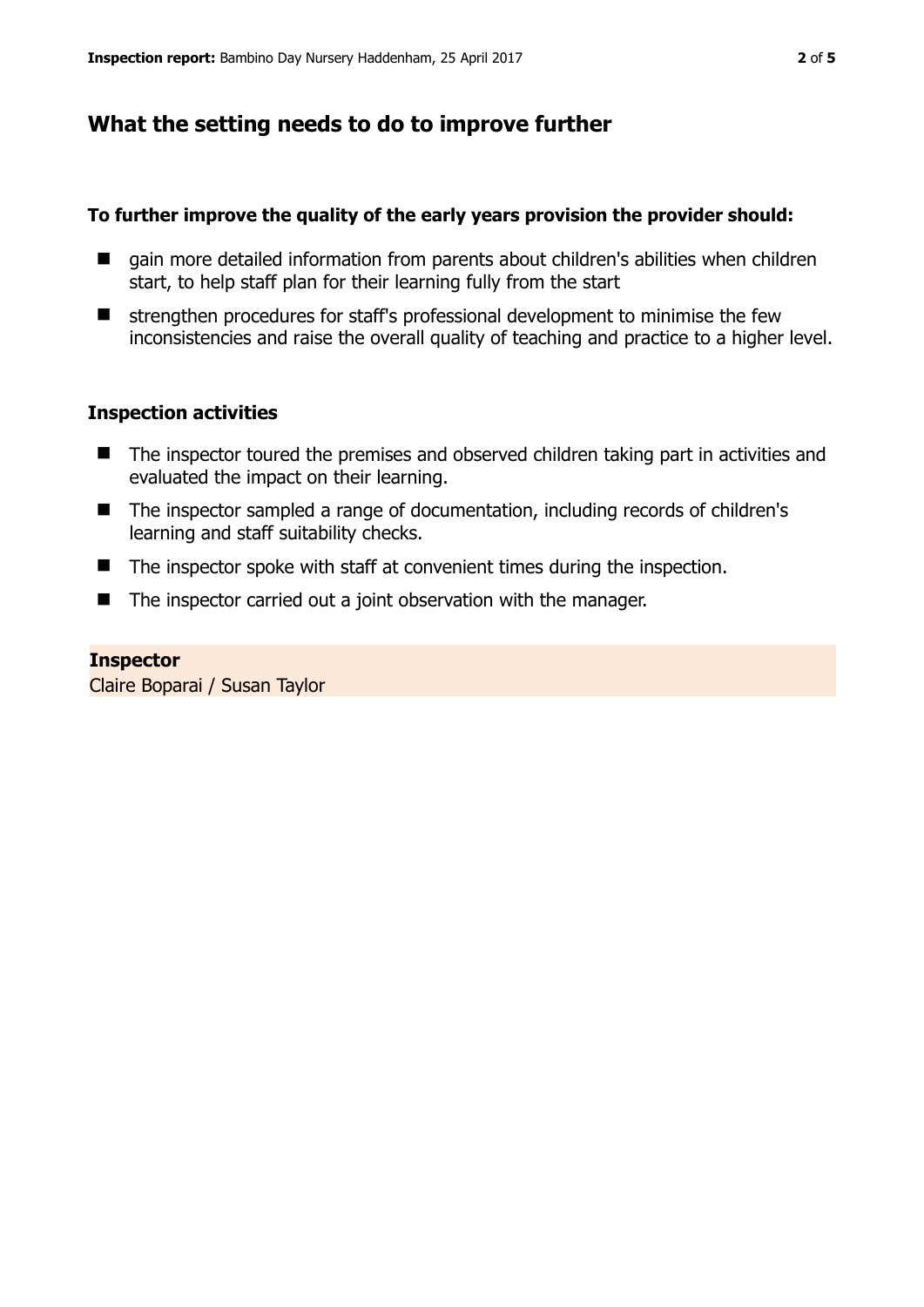## What the setting needs to do to improve further

**To further improve the quality of the early years provision the provider should:**

- gain more detailed information from parents about children's abilities when children start, to help staff plan for their learning fully from the start
- strengthen procedures for staff's professional development to minimise the few inconsistencies and raise the overall quality of teaching and practice to a higher level.

### Inspection activities

- The inspector toured the premises and observed children taking part in activities and evaluated the impact on their learning.
- The inspector sampled a range of documentation, including records of children's learning and staff suitability checks.
- The inspector spoke with staff at convenient times during the inspection.
- The inspector carried out a joint observation with the manager.

**Inspector**
Claire Boparai / Susan Taylor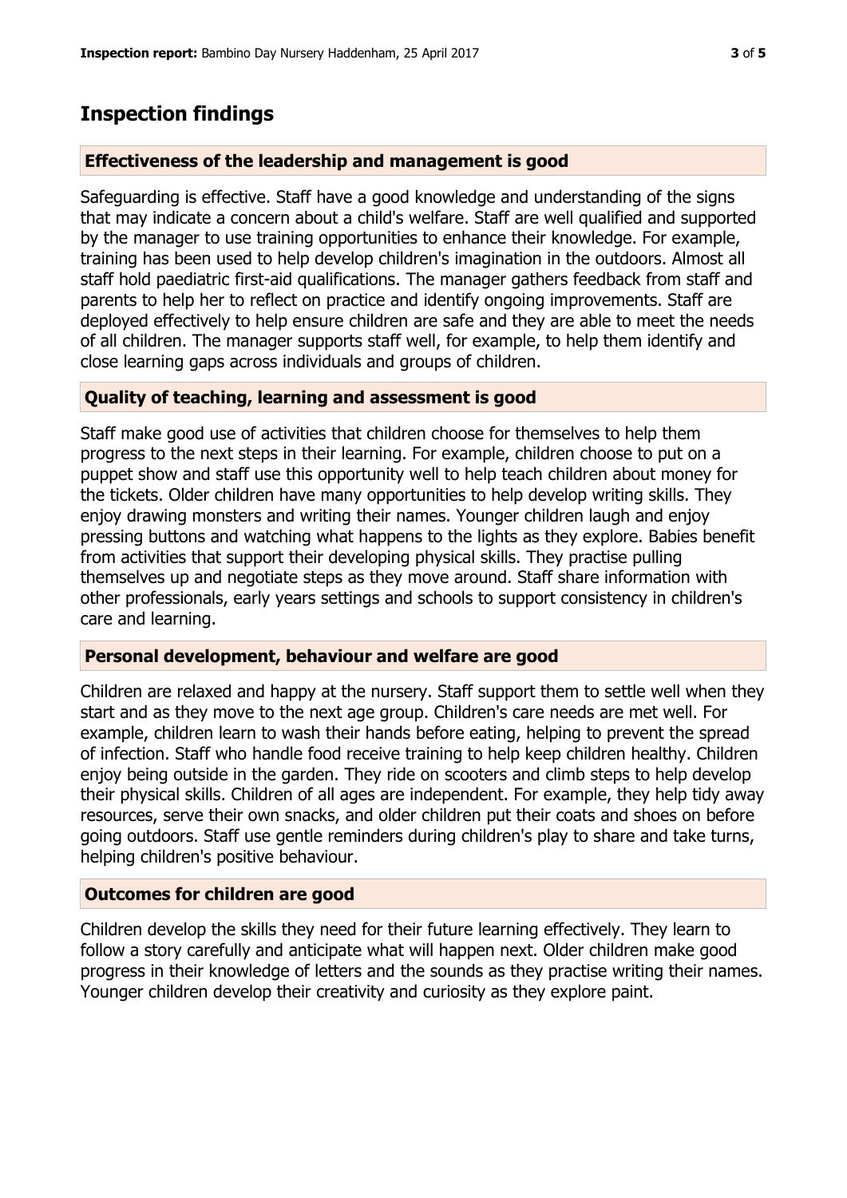## Inspection findings

### Effectiveness of the leadership and management is good

Safeguarding is effective. Staff have a good knowledge and understanding of the signs that may indicate a concern about a child's welfare. Staff are well qualified and supported by the manager to use training opportunities to enhance their knowledge. For example, training has been used to help develop children's imagination in the outdoors. Almost all staff hold paediatric first-aid qualifications. The manager gathers feedback from staff and parents to help her to reflect on practice and identify ongoing improvements. Staff are deployed effectively to help ensure children are safe and they are able to meet the needs of all children. The manager supports staff well, for example, to help them identify and close learning gaps across individuals and groups of children.

### Quality of teaching, learning and assessment is good

Staff make good use of activities that children choose for themselves to help them progress to the next steps in their learning. For example, children choose to put on a puppet show and staff use this opportunity well to help teach children about money for the tickets. Older children have many opportunities to help develop writing skills. They enjoy drawing monsters and writing their names. Younger children laugh and enjoy pressing buttons and watching what happens to the lights as they explore. Babies benefit from activities that support their developing physical skills. They practise pulling themselves up and negotiate steps as they move around. Staff share information with other professionals, early years settings and schools to support consistency in children's care and learning.

### Personal development, behaviour and welfare are good

Children are relaxed and happy at the nursery. Staff support them to settle well when they start and as they move to the next age group. Children's care needs are met well. For example, children learn to wash their hands before eating, helping to prevent the spread of infection. Staff who handle food receive training to help keep children healthy. Children enjoy being outside in the garden. They ride on scooters and climb steps to help develop their physical skills. Children of all ages are independent. For example, they help tidy away resources, serve their own snacks, and older children put their coats and shoes on before going outdoors. Staff use gentle reminders during children's play to share and take turns, helping children's positive behaviour.

### Outcomes for children are good

Children develop the skills they need for their future learning effectively. They learn to follow a story carefully and anticipate what will happen next. Older children make good progress in their knowledge of letters and the sounds as they practise writing their names. Younger children develop their creativity and curiosity as they explore paint.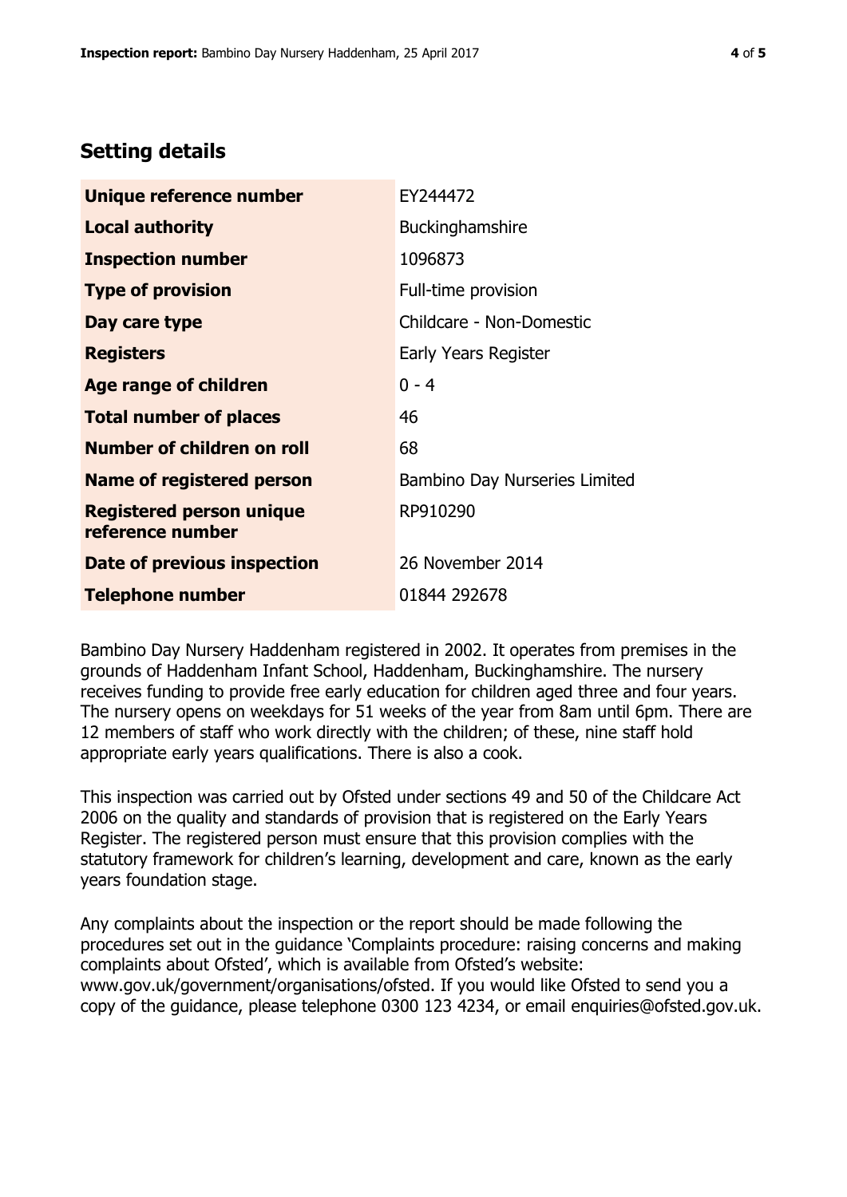## Setting details

| | |
|---|---|
| **Unique reference number** | EY244472 |
| **Local authority** | Buckinghamshire |
| **Inspection number** | 1096873 |
| **Type of provision** | Full-time provision |
| **Day care type** | Childcare - Non-Domestic |
| **Registers** | Early Years Register |
| **Age range of children** | 0 - 4 |
| **Total number of places** | 46 |
| **Number of children on roll** | 68 |
| **Name of registered person** | Bambino Day Nurseries Limited |
| **Registered person unique reference number** | RP910290 |
| **Date of previous inspection** | 26 November 2014 |
| **Telephone number** | 01844 292678 |

Bambino Day Nursery Haddenham registered in 2002. It operates from premises in the grounds of Haddenham Infant School, Haddenham, Buckinghamshire. The nursery receives funding to provide free early education for children aged three and four years. The nursery opens on weekdays for 51 weeks of the year from 8am until 6pm. There are 12 members of staff who work directly with the children; of these, nine staff hold appropriate early years qualifications. There is also a cook.

This inspection was carried out by Ofsted under sections 49 and 50 of the Childcare Act 2006 on the quality and standards of provision that is registered on the Early Years Register. The registered person must ensure that this provision complies with the statutory framework for children's learning, development and care, known as the early years foundation stage.

Any complaints about the inspection or the report should be made following the procedures set out in the guidance 'Complaints procedure: raising concerns and making complaints about Ofsted', which is available from Ofsted's website: www.gov.uk/government/organisations/ofsted. If you would like Ofsted to send you a copy of the guidance, please telephone 0300 123 4234, or email enquiries@ofsted.gov.uk.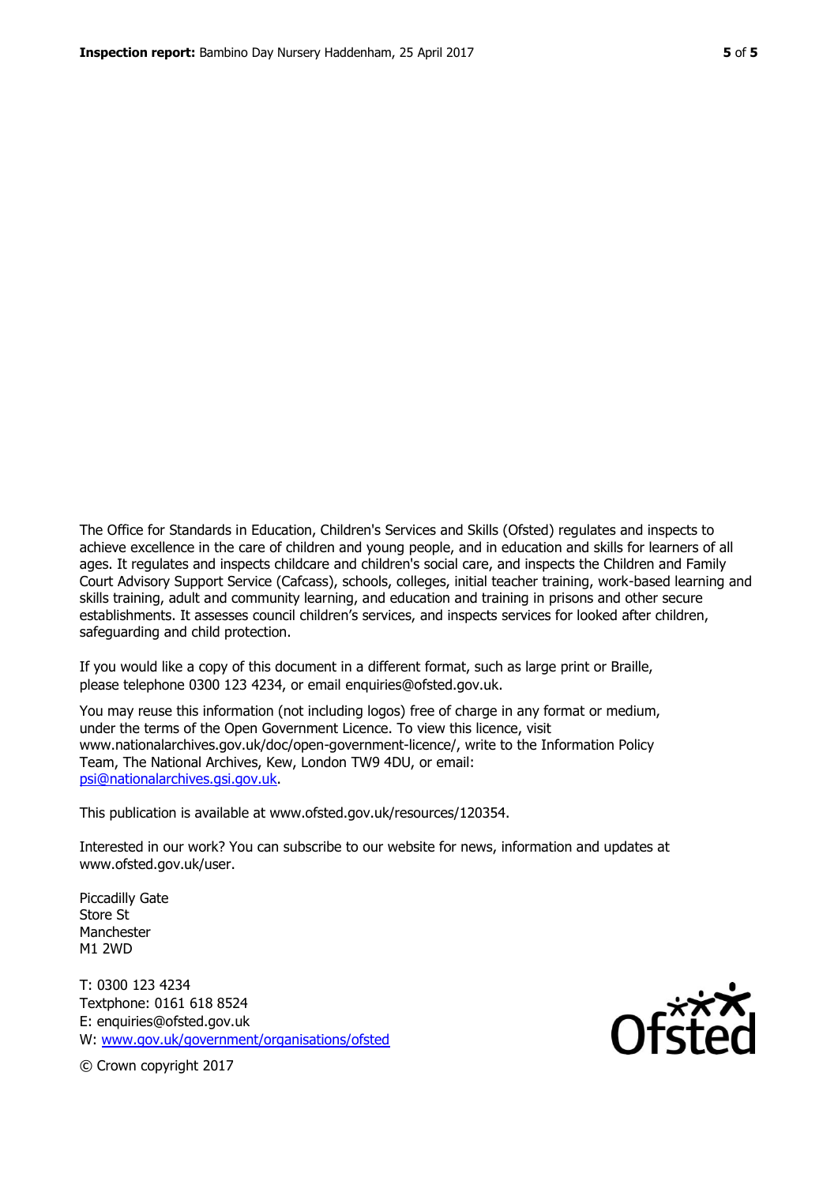The Office for Standards in Education, Children's Services and Skills (Ofsted) regulates and inspects to achieve excellence in the care of children and young people, and in education and skills for learners of all ages. It regulates and inspects childcare and children's social care, and inspects the Children and Family Court Advisory Support Service (Cafcass), schools, colleges, initial teacher training, work-based learning and skills training, adult and community learning, and education and training in prisons and other secure establishments. It assesses council children's services, and inspects services for looked after children, safeguarding and child protection.

If you would like a copy of this document in a different format, such as large print or Braille, please telephone 0300 123 4234, or email enquiries@ofsted.gov.uk.

You may reuse this information (not including logos) free of charge in any format or medium, under the terms of the Open Government Licence. To view this licence, visit www.nationalarchives.gov.uk/doc/open-government-licence/, write to the Information Policy Team, The National Archives, Kew, London TW9 4DU, or email: psi@nationalarchives.gsi.gov.uk.

This publication is available at www.ofsted.gov.uk/resources/120354.

Interested in our work? You can subscribe to our website for news, information and updates at www.ofsted.gov.uk/user.

Piccadilly Gate
Store St
Manchester
M1 2WD

T: 0300 123 4234
Textphone: 0161 618 8524
E: enquiries@ofsted.gov.uk
W: www.gov.uk/government/organisations/ofsted

© Crown copyright 2017